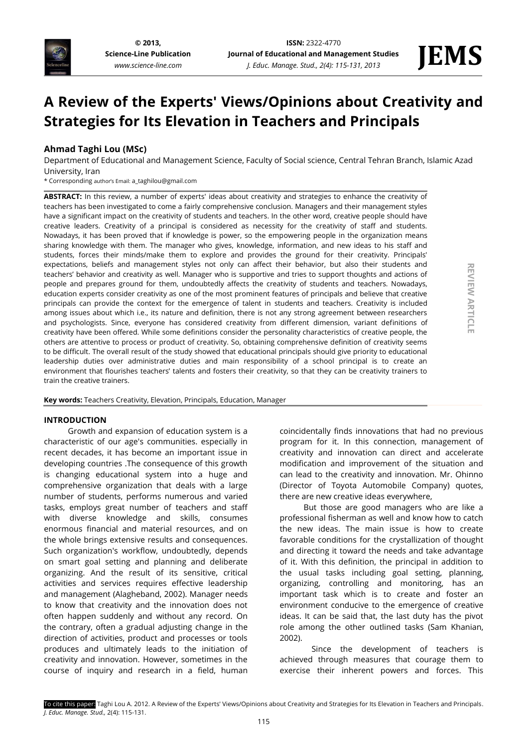# A Review of the Experts' Views/Opinions about Creativity and Strategies for Its Elevation in Teachers and Principals

**Ahmad Taghi Lou (MSc)**

Department of Educational and Management Science, Faculty of Social science, Central Tehran Branch, Islamic Azad University, Iran

* Corresponding author's Email: a_taghilou@gmail.com

**ABSTRACT:** In this review, a number of experts' ideas about creativity and strategies to enhance the creativity of teachers has been investigated to come a fairly comprehensive conclusion. Managers and their management styles have a significant impact on the creativity of students and teachers. In the other word, creative people should have creative leaders. Creativity of a principal is considered as necessity for the creativity of staff and students. Nowadays, it has been proved that if knowledge is power, so the empowering people in the organization means sharing knowledge with them. The manager who gives, knowledge, information, and new ideas to his staff and students, forces their minds/make them to explore and provides the ground for their creativity. Principals' expectations, beliefs and management styles not only can affect their behavior, but also their students and teachers' behavior and creativity as well. Manager who is supportive and tries to support thoughts and actions of people and prepares ground for them, undoubtedly affects the creativity of students and teachers. Nowadays, education experts consider creativity as one of the most prominent features of principals and believe that creative principals can provide the context for the emergence of talent in students and teachers. Creativity is included among issues about which i.e., its nature and definition, there is not any strong agreement between researchers and psychologists. Since, everyone has considered creativity from different dimension, variant definitions of creativity have been offered. While some definitions consider the personality characteristics of creative people, the others are attentive to process or product of creativity. So, obtaining comprehensive definition of creativity seems to be difficult. The overall result of the study showed that educational principals should give priority to educational leadership duties over administrative duties and main responsibility of a school principal is to create an environment that flourishes teachers' talents and fosters their creativity, so that they can be creativity trainers to train the creative trainers.

REVIEW ARTICLE

**Key words:** Teachers Creativity, Elevation, Principals, Education, Manager

## INTRODUCTION

Growth and expansion of education system is a characteristic of our age's communities. especially in recent decades, it has become an important issue in developing countries .The consequence of this growth is changing educational system into a huge and comprehensive organization that deals with a large number of students, performs numerous and varied tasks, employs great number of teachers and staff with diverse knowledge and skills, consumes enormous financial and material resources, and on the whole brings extensive results and consequences. Such organization's workflow, undoubtedly, depends on smart goal setting and planning and deliberate organizing. And the result of its sensitive, critical activities and services requires effective leadership and management (Alagheband, 2002). Manager needs to know that creativity and the innovation does not often happen suddenly and without any record. On the contrary, often a gradual adjusting change in the direction of activities, product and processes or tools produces and ultimately leads to the initiation of creativity and innovation. However, sometimes in the course of inquiry and research in a field, human coincidentally finds innovations that had no previous program for it. In this connection, management of creativity and innovation can direct and accelerate modification and improvement of the situation and can lead to the creativity and innovation. Mr. Ohinno (Director of Toyota Automobile Company) quotes, there are new creative ideas everywhere,

But those are good managers who are like a professional fisherman as well and know how to catch the new ideas. The main issue is how to create favorable conditions for the crystallization of thought and directing it toward the needs and take advantage of it. With this definition, the principal in addition to the usual tasks including goal setting, planning, organizing, controlling and monitoring, has an important task which is to create and foster an environment conducive to the emergence of creative ideas. It can be said that, the last duty has the pivot role among the other outlined tasks (Sam Khanian, 2002).

Since the development of teachers is achieved through measures that courage them to exercise their inherent powers and forces. This

To cite this paper: Taghi Lou A. 2012. A Review of the Experts' Views/Opinions about Creativity and Strategies for Its Elevation in Teachers and Principals. *J. Educ. Manage. Stud.,* 2(4): 115-131.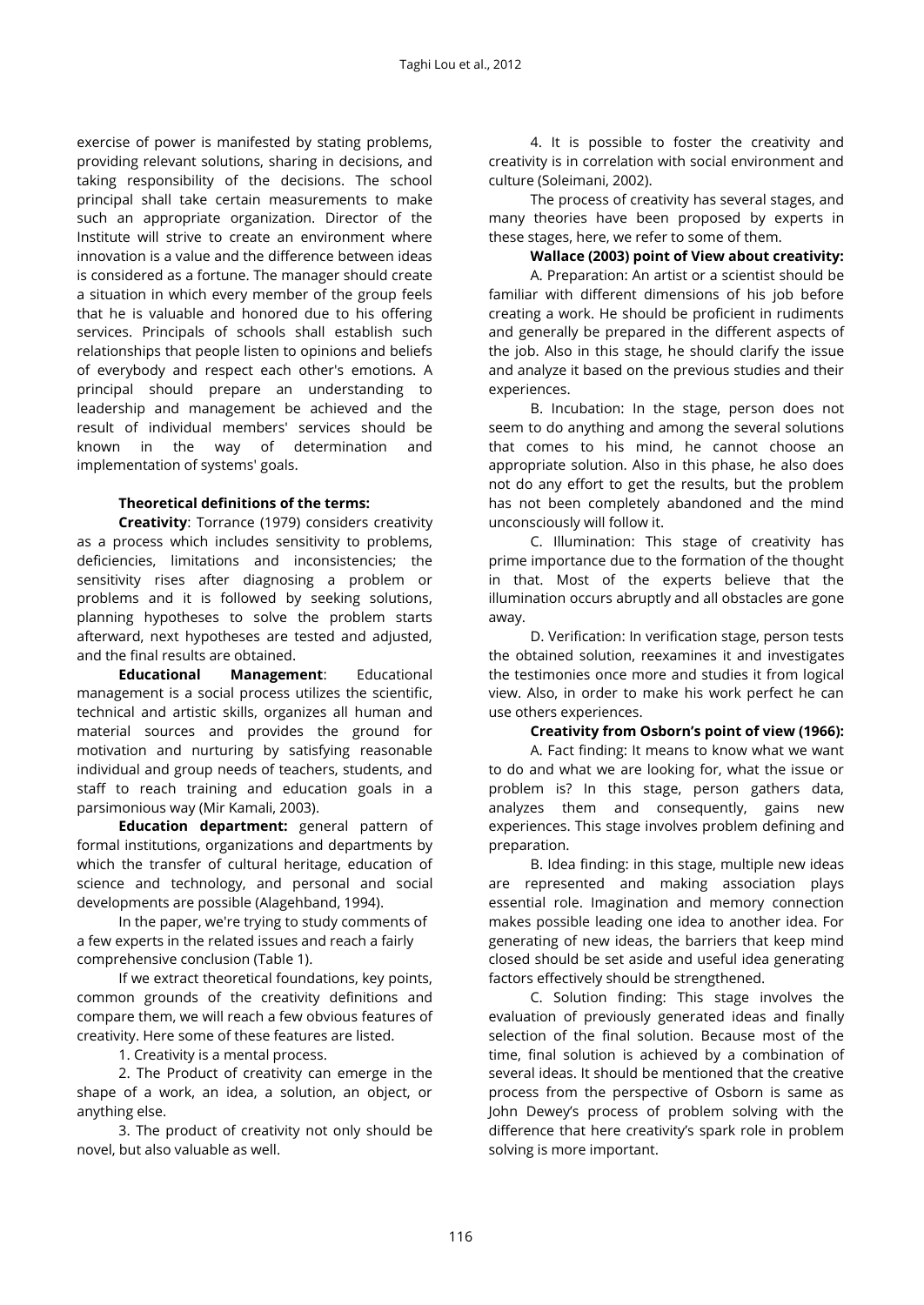exercise of power is manifested by stating problems, providing relevant solutions, sharing in decisions, and taking responsibility of the decisions. The school principal shall take certain measurements to make such an appropriate organization. Director of the Institute will strive to create an environment where innovation is a value and the difference between ideas is considered as a fortune. The manager should create a situation in which every member of the group feels that he is valuable and honored due to his offering services. Principals of schools shall establish such relationships that people listen to opinions and beliefs of everybody and respect each other's emotions. A principal should prepare an understanding to leadership and management be achieved and the result of individual members' services should be known in the way of determination and implementation of systems' goals.

**Theoretical definitions of the terms:**

**Creativity**: Torrance (1979) considers creativity as a process which includes sensitivity to problems, deficiencies, limitations and inconsistencies; the sensitivity rises after diagnosing a problem or problems and it is followed by seeking solutions, planning hypotheses to solve the problem starts afterward, next hypotheses are tested and adjusted, and the final results are obtained.

**Educational Management**: Educational management is a social process utilizes the scientific, technical and artistic skills, organizes all human and material sources and provides the ground for motivation and nurturing by satisfying reasonable individual and group needs of teachers, students, and staff to reach training and education goals in a parsimonious way (Mir Kamali, 2003).

**Education department:** general pattern of formal institutions, organizations and departments by which the transfer of cultural heritage, education of science and technology, and personal and social developments are possible (Alagehband, 1994).

In the paper, we're trying to study comments of a few experts in the related issues and reach a fairly comprehensive conclusion (Table 1).

If we extract theoretical foundations, key points, common grounds of the creativity definitions and compare them, we will reach a few obvious features of creativity. Here some of these features are listed.

1. Creativity is a mental process.

2. The Product of creativity can emerge in the shape of a work, an idea, a solution, an object, or anything else.

3. The product of creativity not only should be novel, but also valuable as well.

4. It is possible to foster the creativity and creativity is in correlation with social environment and culture (Soleimani, 2002).

The process of creativity has several stages, and many theories have been proposed by experts in these stages, here, we refer to some of them.

**Wallace (2003) point of View about creativity:**

A. Preparation: An artist or a scientist should be familiar with different dimensions of his job before creating a work. He should be proficient in rudiments and generally be prepared in the different aspects of the job. Also in this stage, he should clarify the issue and analyze it based on the previous studies and their experiences.

B. Incubation: In the stage, person does not seem to do anything and among the several solutions that comes to his mind, he cannot choose an appropriate solution. Also in this phase, he also does not do any effort to get the results, but the problem has not been completely abandoned and the mind unconsciously will follow it.

C. Illumination: This stage of creativity has prime importance due to the formation of the thought in that. Most of the experts believe that the illumination occurs abruptly and all obstacles are gone away.

D. Verification: In verification stage, person tests the obtained solution, reexamines it and investigates the testimonies once more and studies it from logical view. Also, in order to make his work perfect he can use others experiences.

**Creativity from Osborn's point of view (1966):**

A. Fact finding: It means to know what we want to do and what we are looking for, what the issue or problem is? In this stage, person gathers data, analyzes them and consequently, gains new experiences. This stage involves problem defining and preparation.

B. Idea finding: in this stage, multiple new ideas are represented and making association plays essential role. Imagination and memory connection makes possible leading one idea to another idea. For generating of new ideas, the barriers that keep mind closed should be set aside and useful idea generating factors effectively should be strengthened.

C. Solution finding: This stage involves the evaluation of previously generated ideas and finally selection of the final solution. Because most of the time, final solution is achieved by a combination of several ideas. It should be mentioned that the creative process from the perspective of Osborn is same as John Dewey's process of problem solving with the difference that here creativity's spark role in problem solving is more important.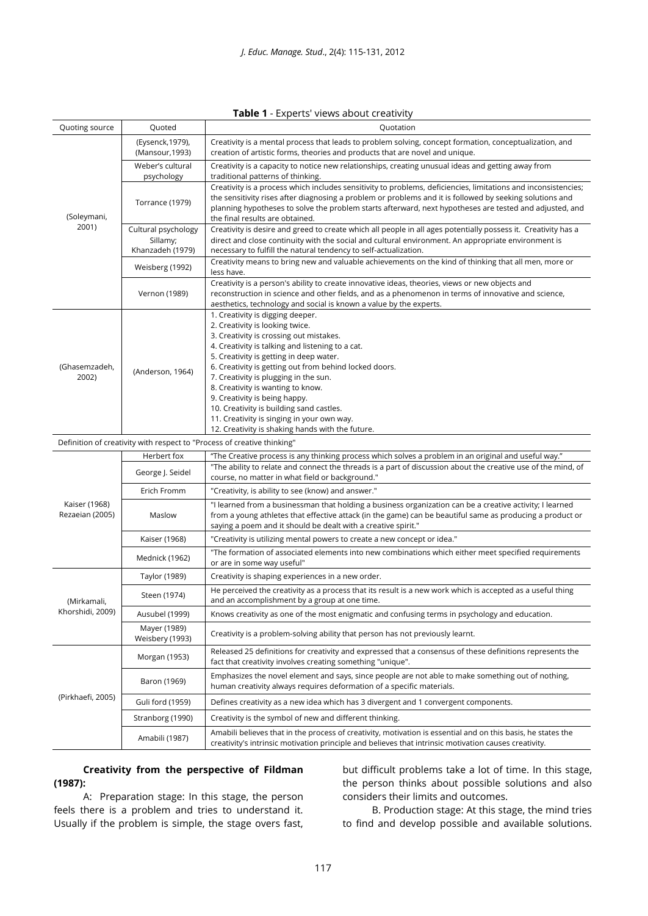**Table 1** - Experts' views about creativity

| Quoting source | Quoted | Quotation |
|---|---|---|
| (Soleymani, 2001) | (Eysenck,1979), (Mansour,1993) | Creativity is a mental process that leads to problem solving, concept formation, conceptualization, and creation of artistic forms, theories and products that are novel and unique. |
| | Weber's cultural psychology | Creativity is a capacity to notice new relationships, creating unusual ideas and getting away from traditional patterns of thinking. |
| | Torrance (1979) | Creativity is a process which includes sensitivity to problems, deficiencies, limitations and inconsistencies; the sensitivity rises after diagnosing a problem or problems and it is followed by seeking solutions and planning hypotheses to solve the problem starts afterward, next hypotheses are tested and adjusted, and the final results are obtained. |
| | Cultural psychology Sillamy; Khanzadeh (1979) | Creativity is desire and greed to create which all people in all ages potentially possess it. Creativity has a direct and close continuity with the social and cultural environment. An appropriate environment is necessary to fulfill the natural tendency to self-actualization. |
| | Weisberg (1992) | Creativity means to bring new and valuable achievements on the kind of thinking that all men, more or less have. |
| | Vernon (1989) | Creativity is a person's ability to create innovative ideas, theories, views or new objects and reconstruction in science and other fields, and as a phenomenon in terms of innovative and science, aesthetics, technology and social is known a value by the experts. |
| (Ghasemzadeh, 2002) | (Anderson, 1964) | 1. Creativity is digging deeper.<br>2. Creativity is looking twice.<br>3. Creativity is crossing out mistakes.<br>4. Creativity is talking and listening to a cat.<br>5. Creativity is getting in deep water.<br>6. Creativity is getting out from behind locked doors.<br>7. Creativity is plugging in the sun.<br>8. Creativity is wanting to know.<br>9. Creativity is being happy.<br>10. Creativity is building sand castles.<br>11. Creativity is singing in your own way.<br>12. Creativity is shaking hands with the future. |
| Definition of creativity with respect to "Process of creative thinking" | | |
| Kaiser (1968) Rezaeian (2005) | Herbert fox | "The Creative process is any thinking process which solves a problem in an original and useful way." |
| | George J. Seidel | "The ability to relate and connect the threads is a part of discussion about the creative use of the mind, of course, no matter in what field or background." |
| | Erich Fromm | "Creativity, is ability to see (know) and answer." |
| | Maslow | "I learned from a businessman that holding a business organization can be a creative activity; I learned from a young athletes that effective attack (in the game) can be beautiful same as producing a product or saying a poem and it should be dealt with a creative spirit." |
| | Kaiser (1968) | "Creativity is utilizing mental powers to create a new concept or idea." |
| | Mednick (1962) | "The formation of associated elements into new combinations which either meet specified requirements or are in some way useful" |
| (Mirkamali, Khorshidi, 2009) | Taylor (1989) | Creativity is shaping experiences in a new order. |
| | Steen (1974) | He perceived the creativity as a process that its result is a new work which is accepted as a useful thing and an accomplishment by a group at one time. |
| | Ausubel (1999) | Knows creativity as one of the most enigmatic and confusing terms in psychology and education. |
| | Mayer (1989) Weisbery (1993) | Creativity is a problem-solving ability that person has not previously learnt. |
| (Pirkhaefi, 2005) | Morgan (1953) | Released 25 definitions for creativity and expressed that a consensus of these definitions represents the fact that creativity involves creating something "unique". |
| | Baron (1969) | Emphasizes the novel element and says, since people are not able to make something out of nothing, human creativity always requires deformation of a specific materials. |
| | Guli ford (1959) | Defines creativity as a new idea which has 3 divergent and 1 convergent components. |
| | Stranborg (1990) | Creativity is the symbol of new and different thinking. |
| | Amabili (1987) | Amabili believes that in the process of creativity, motivation is essential and on this basis, he states the creativity's intrinsic motivation principle and believes that intrinsic motivation causes creativity. |

**Creativity from the perspective of Fildman (1987):**

A: Preparation stage: In this stage, the person feels there is a problem and tries to understand it. Usually if the problem is simple, the stage overs fast, but difficult problems take a lot of time. In this stage, the person thinks about possible solutions and also considers their limits and outcomes.

B. Production stage: At this stage, the mind tries to find and develop possible and available solutions.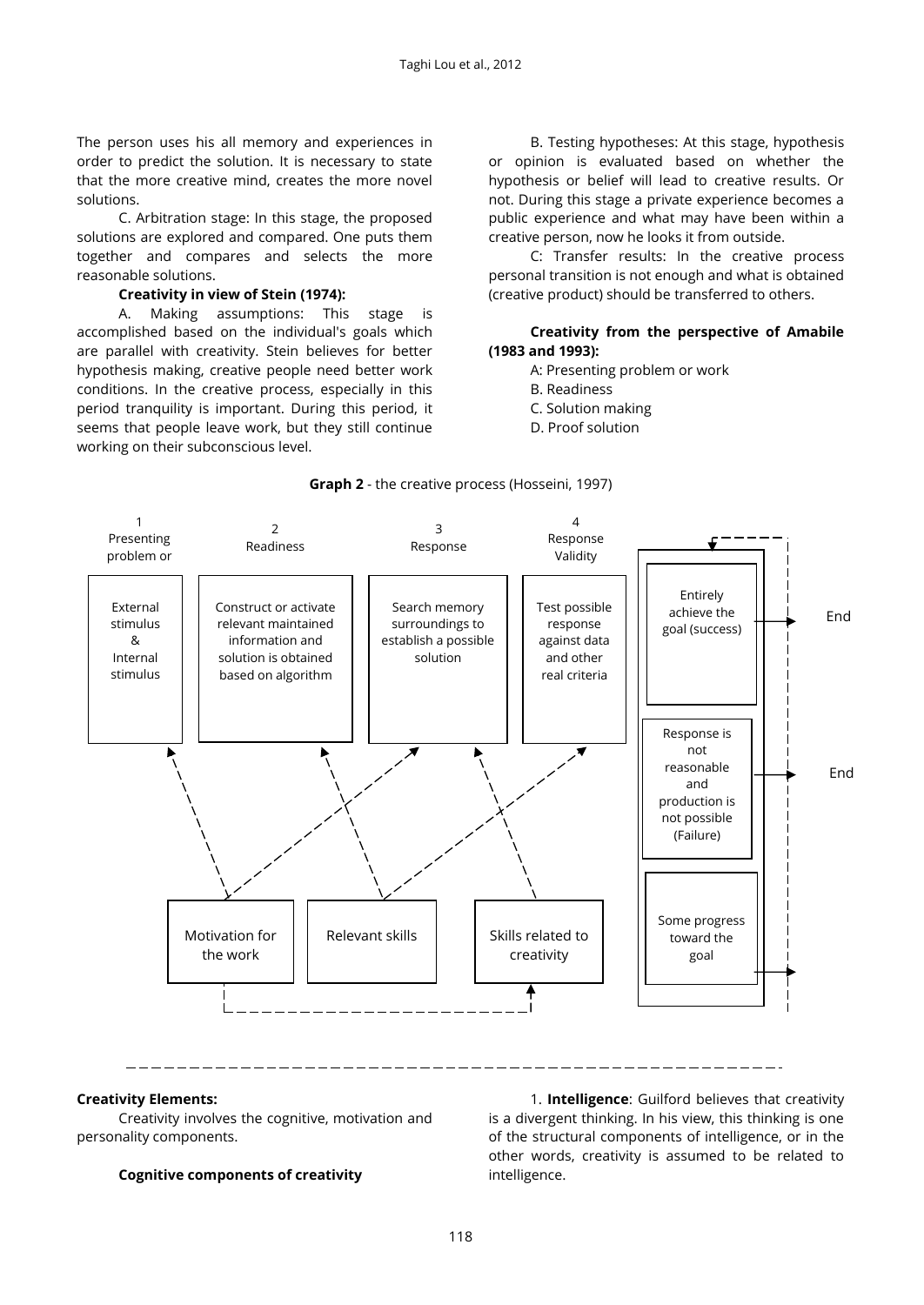The person uses his all memory and experiences in order to predict the solution. It is necessary to state that the more creative mind, creates the more novel solutions.

C. Arbitration stage: In this stage, the proposed solutions are explored and compared. One puts them together and compares and selects the more reasonable solutions.

**Creativity in view of Stein (1974):**

A. Making assumptions: This stage is accomplished based on the individual's goals which are parallel with creativity. Stein believes for better hypothesis making, creative people need better work conditions. In the creative process, especially in this period tranquility is important. During this period, it seems that people leave work, but they still continue working on their subconscious level.

B. Testing hypotheses: At this stage, hypothesis or opinion is evaluated based on whether the hypothesis or belief will lead to creative results. Or not. During this stage a private experience becomes a public experience and what may have been within a creative person, now he looks it from outside.

C: Transfer results: In the creative process personal transition is not enough and what is obtained (creative product) should be transferred to others.

**Creativity from the perspective of Amabile (1983 and 1993):**

A: Presenting problem or work

B. Readiness

C. Solution making

D. Proof solution

**Graph 2** - the creative process (Hosseini, 1997)

1 Presenting problem or — External stimulus & Internal stimulus

2 Readiness — Construct or activate relevant maintained information and solution is obtained based on algorithm

3 Response — Search memory surroundings to establish a possible solution

4 Response Validity — Test possible response against data and other real criteria

Entirely achieve the goal (success) → End

Response is not reasonable and production is not possible (Failure) → End

Some progress toward the goal

Motivation for the work | Relevant skills | Skills related to creativity

**Creativity Elements:**

Creativity involves the cognitive, motivation and personality components.

**Cognitive components of creativity**

1. **Intelligence**: Guilford believes that creativity is a divergent thinking. In his view, this thinking is one of the structural components of intelligence, or in the other words, creativity is assumed to be related to intelligence.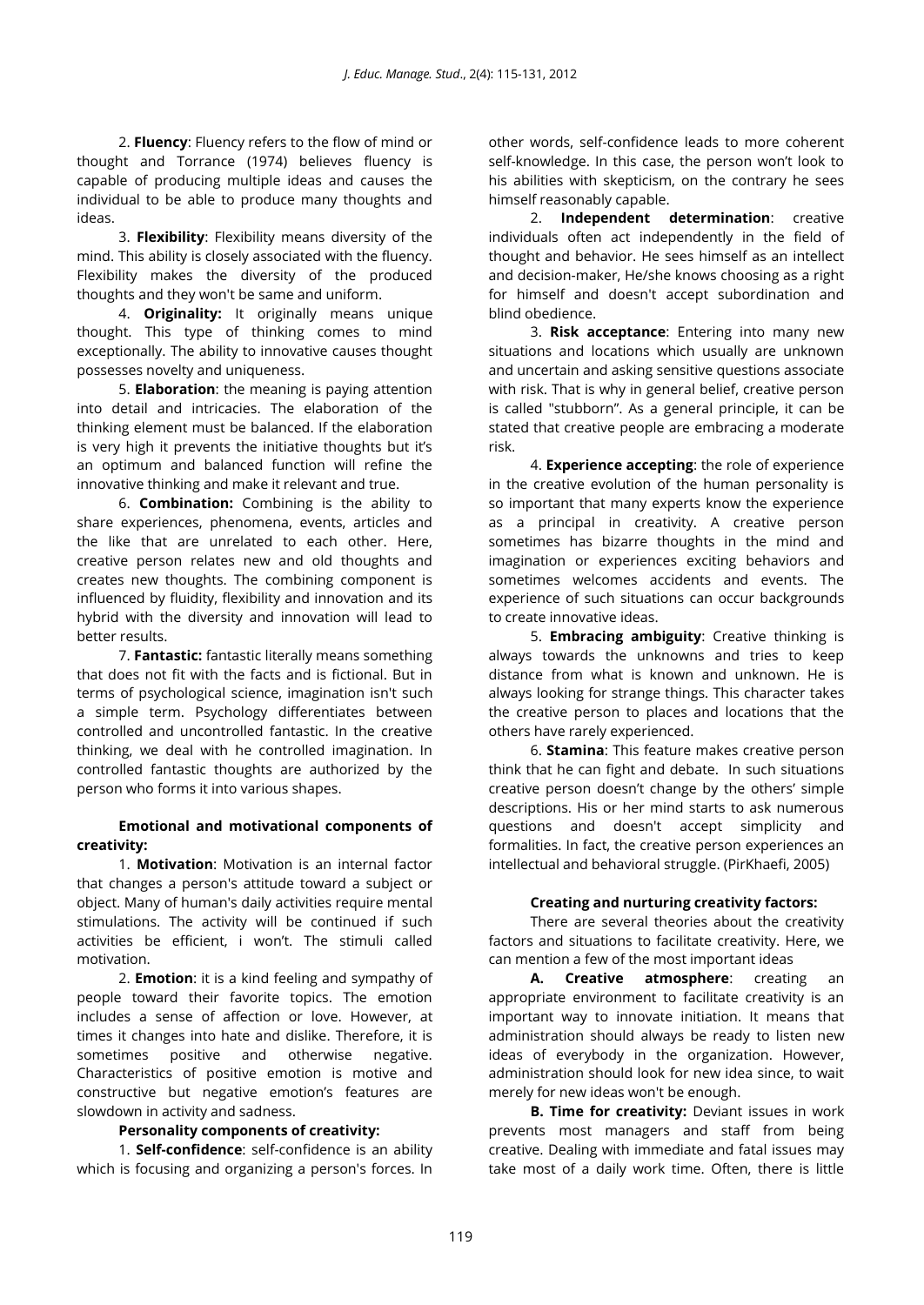2. **Fluency**: Fluency refers to the flow of mind or thought and Torrance (1974) believes fluency is capable of producing multiple ideas and causes the individual to be able to produce many thoughts and ideas.

3. **Flexibility**: Flexibility means diversity of the mind. This ability is closely associated with the fluency. Flexibility makes the diversity of the produced thoughts and they won't be same and uniform.

4. **Originality:** It originally means unique thought. This type of thinking comes to mind exceptionally. The ability to innovative causes thought possesses novelty and uniqueness.

5. **Elaboration**: the meaning is paying attention into detail and intricacies. The elaboration of the thinking element must be balanced. If the elaboration is very high it prevents the initiative thoughts but it's an optimum and balanced function will refine the innovative thinking and make it relevant and true.

6. **Combination:** Combining is the ability to share experiences, phenomena, events, articles and the like that are unrelated to each other. Here, creative person relates new and old thoughts and creates new thoughts. The combining component is influenced by fluidity, flexibility and innovation and its hybrid with the diversity and innovation will lead to better results.

7. **Fantastic:** fantastic literally means something that does not fit with the facts and is fictional. But in terms of psychological science, imagination isn't such a simple term. Psychology differentiates between controlled and uncontrolled fantastic. In the creative thinking, we deal with he controlled imagination. In controlled fantastic thoughts are authorized by the person who forms it into various shapes.

**Emotional and motivational components of creativity:**

1. **Motivation**: Motivation is an internal factor that changes a person's attitude toward a subject or object. Many of human's daily activities require mental stimulations. The activity will be continued if such activities be efficient, i won't. The stimuli called motivation.

2. **Emotion**: it is a kind feeling and sympathy of people toward their favorite topics. The emotion includes a sense of affection or love. However, at times it changes into hate and dislike. Therefore, it is sometimes positive and otherwise negative. Characteristics of positive emotion is motive and constructive but negative emotion's features are slowdown in activity and sadness.

**Personality components of creativity:**

1. **Self-confidence**: self-confidence is an ability which is focusing and organizing a person's forces. In other words, self-confidence leads to more coherent self-knowledge. In this case, the person won't look to his abilities with skepticism, on the contrary he sees himself reasonably capable.

2. **Independent determination**: creative individuals often act independently in the field of thought and behavior. He sees himself as an intellect and decision-maker, He/she knows choosing as a right for himself and doesn't accept subordination and blind obedience.

3. **Risk acceptance**: Entering into many new situations and locations which usually are unknown and uncertain and asking sensitive questions associate with risk. That is why in general belief, creative person is called "stubborn". As a general principle, it can be stated that creative people are embracing a moderate risk.

4. **Experience accepting**: the role of experience in the creative evolution of the human personality is so important that many experts know the experience as a principal in creativity. A creative person sometimes has bizarre thoughts in the mind and imagination or experiences exciting behaviors and sometimes welcomes accidents and events. The experience of such situations can occur backgrounds to create innovative ideas.

5. **Embracing ambiguity**: Creative thinking is always towards the unknowns and tries to keep distance from what is known and unknown. He is always looking for strange things. This character takes the creative person to places and locations that the others have rarely experienced.

6. **Stamina**: This feature makes creative person think that he can fight and debate. In such situations creative person doesn't change by the others' simple descriptions. His or her mind starts to ask numerous questions and doesn't accept simplicity and formalities. In fact, the creative person experiences an intellectual and behavioral struggle. (PirKhaefi, 2005)

**Creating and nurturing creativity factors:**

There are several theories about the creativity factors and situations to facilitate creativity. Here, we can mention a few of the most important ideas

**A. Creative atmosphere**: creating an appropriate environment to facilitate creativity is an important way to innovate initiation. It means that administration should always be ready to listen new ideas of everybody in the organization. However, administration should look for new idea since, to wait merely for new ideas won't be enough.

**B. Time for creativity:** Deviant issues in work prevents most managers and staff from being creative. Dealing with immediate and fatal issues may take most of a daily work time. Often, there is little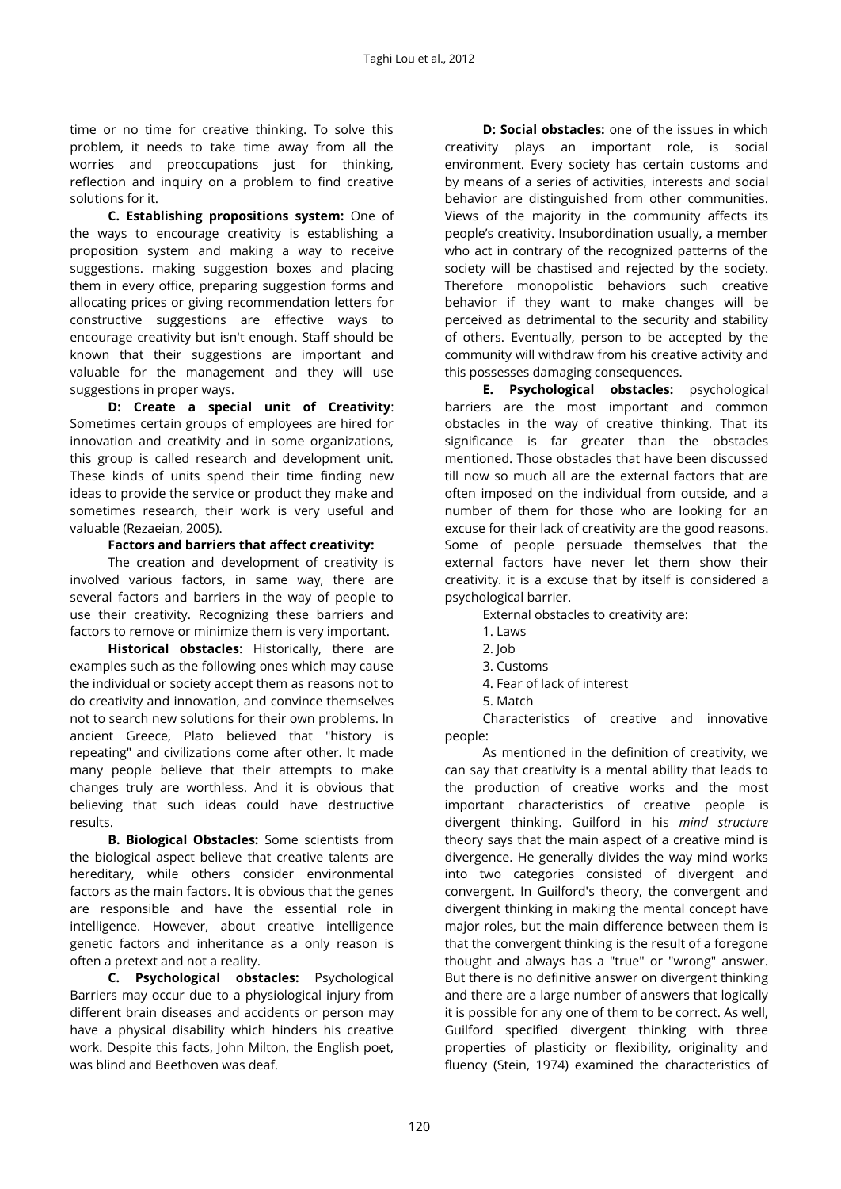time or no time for creative thinking. To solve this problem, it needs to take time away from all the worries and preoccupations just for thinking, reflection and inquiry on a problem to find creative solutions for it.

**C. Establishing propositions system:** One of the ways to encourage creativity is establishing a proposition system and making a way to receive suggestions. making suggestion boxes and placing them in every office, preparing suggestion forms and allocating prices or giving recommendation letters for constructive suggestions are effective ways to encourage creativity but isn't enough. Staff should be known that their suggestions are important and valuable for the management and they will use suggestions in proper ways.

**D: Create a special unit of Creativity**: Sometimes certain groups of employees are hired for innovation and creativity and in some organizations, this group is called research and development unit. These kinds of units spend their time finding new ideas to provide the service or product they make and sometimes research, their work is very useful and valuable (Rezaeian, 2005).

**Factors and barriers that affect creativity:**

The creation and development of creativity is involved various factors, in same way, there are several factors and barriers in the way of people to use their creativity. Recognizing these barriers and factors to remove or minimize them is very important.

**Historical obstacles**: Historically, there are examples such as the following ones which may cause the individual or society accept them as reasons not to do creativity and innovation, and convince themselves not to search new solutions for their own problems. In ancient Greece, Plato believed that "history is repeating" and civilizations come after other. It made many people believe that their attempts to make changes truly are worthless. And it is obvious that believing that such ideas could have destructive results.

**B. Biological Obstacles:** Some scientists from the biological aspect believe that creative talents are hereditary, while others consider environmental factors as the main factors. It is obvious that the genes are responsible and have the essential role in intelligence. However, about creative intelligence genetic factors and inheritance as a only reason is often a pretext and not a reality.

**C. Psychological obstacles:** Psychological Barriers may occur due to a physiological injury from different brain diseases and accidents or person may have a physical disability which hinders his creative work. Despite this facts, John Milton, the English poet, was blind and Beethoven was deaf.

**D: Social obstacles:** one of the issues in which creativity plays an important role, is social environment. Every society has certain customs and by means of a series of activities, interests and social behavior are distinguished from other communities. Views of the majority in the community affects its people's creativity. Insubordination usually, a member who act in contrary of the recognized patterns of the society will be chastised and rejected by the society. Therefore monopolistic behaviors such creative behavior if they want to make changes will be perceived as detrimental to the security and stability of others. Eventually, person to be accepted by the community will withdraw from his creative activity and this possesses damaging consequences.

**E. Psychological obstacles:** psychological barriers are the most important and common obstacles in the way of creative thinking. That its significance is far greater than the obstacles mentioned. Those obstacles that have been discussed till now so much all are the external factors that are often imposed on the individual from outside, and a number of them for those who are looking for an excuse for their lack of creativity are the good reasons. Some of people persuade themselves that the external factors have never let them show their creativity. it is a excuse that by itself is considered a psychological barrier.

External obstacles to creativity are:

1. Laws
2. Job
3. Customs
4. Fear of lack of interest
5. Match

Characteristics of creative and innovative people:

As mentioned in the definition of creativity, we can say that creativity is a mental ability that leads to the production of creative works and the most important characteristics of creative people is divergent thinking. Guilford in his *mind structure* theory says that the main aspect of a creative mind is divergence. He generally divides the way mind works into two categories consisted of divergent and convergent. In Guilford's theory, the convergent and divergent thinking in making the mental concept have major roles, but the main difference between them is that the convergent thinking is the result of a foregone thought and always has a "true" or "wrong" answer. But there is no definitive answer on divergent thinking and there are a large number of answers that logically it is possible for any one of them to be correct. As well, Guilford specified divergent thinking with three properties of plasticity or flexibility, originality and fluency (Stein, 1974) examined the characteristics of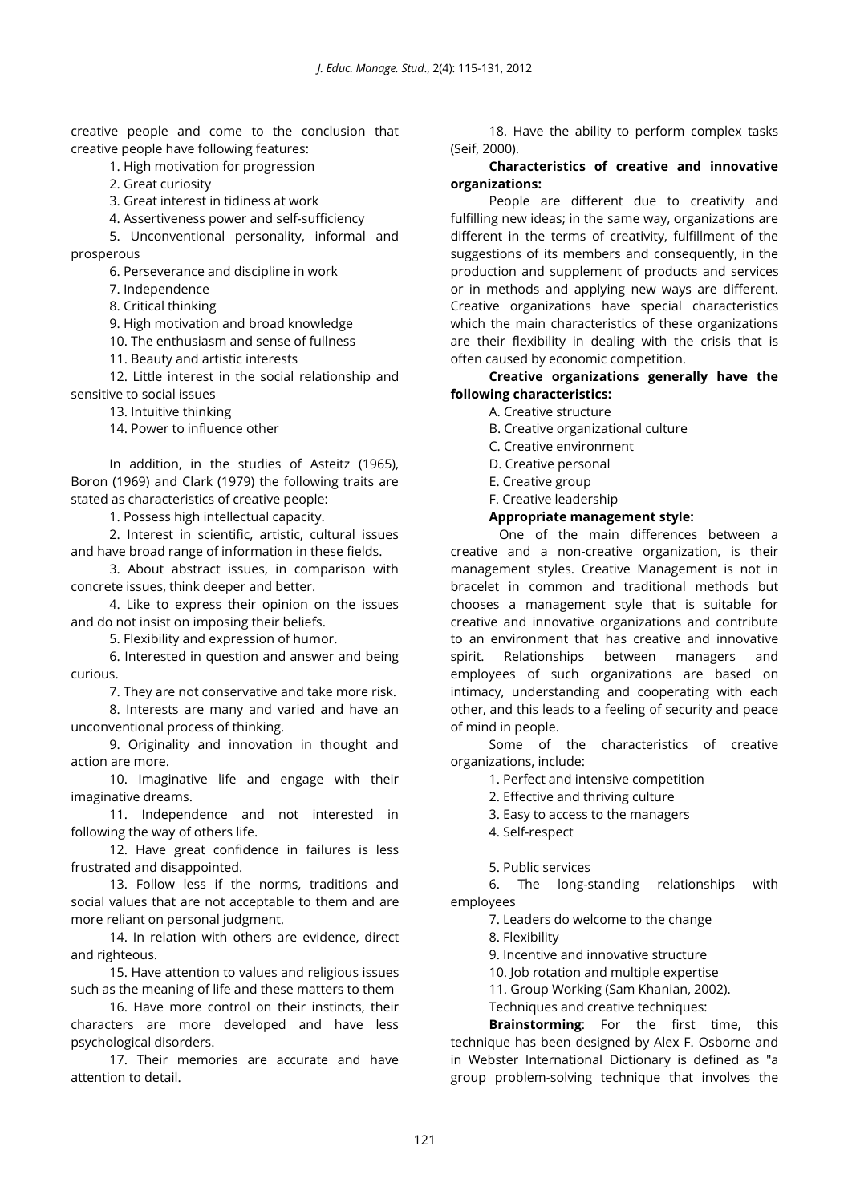creative people and come to the conclusion that creative people have following features:

1. High motivation for progression
2. Great curiosity
3. Great interest in tidiness at work
4. Assertiveness power and self-sufficiency
5. Unconventional personality, informal and prosperous
6. Perseverance and discipline in work
7. Independence
8. Critical thinking
9. High motivation and broad knowledge
10. The enthusiasm and sense of fullness
11. Beauty and artistic interests
12. Little interest in the social relationship and sensitive to social issues
13. Intuitive thinking
14. Power to influence other

In addition, in the studies of Asteitz (1965), Boron (1969) and Clark (1979) the following traits are stated as characteristics of creative people:

1. Possess high intellectual capacity.
2. Interest in scientific, artistic, cultural issues and have broad range of information in these fields.
3. About abstract issues, in comparison with concrete issues, think deeper and better.
4. Like to express their opinion on the issues and do not insist on imposing their beliefs.
5. Flexibility and expression of humor.
6. Interested in question and answer and being curious.
7. They are not conservative and take more risk.
8. Interests are many and varied and have an unconventional process of thinking.
9. Originality and innovation in thought and action are more.
10. Imaginative life and engage with their imaginative dreams.
11. Independence and not interested in following the way of others life.
12. Have great confidence in failures is less frustrated and disappointed.
13. Follow less if the norms, traditions and social values that are not acceptable to them and are more reliant on personal judgment.
14. In relation with others are evidence, direct and righteous.
15. Have attention to values and religious issues such as the meaning of life and these matters to them
16. Have more control on their instincts, their characters are more developed and have less psychological disorders.
17. Their memories are accurate and have attention to detail.
18. Have the ability to perform complex tasks (Seif, 2000).

**Characteristics of creative and innovative organizations:**

People are different due to creativity and fulfilling new ideas; in the same way, organizations are different in the terms of creativity, fulfillment of the suggestions of its members and consequently, in the production and supplement of products and services or in methods and applying new ways are different. Creative organizations have special characteristics which the main characteristics of these organizations are their flexibility in dealing with the crisis that is often caused by economic competition.

**Creative organizations generally have the following characteristics:**

A. Creative structure
B. Creative organizational culture
C. Creative environment
D. Creative personal
E. Creative group
F. Creative leadership

**Appropriate management style:**

One of the main differences between a creative and a non-creative organization, is their management styles. Creative Management is not in bracelet in common and traditional methods but chooses a management style that is suitable for creative and innovative organizations and contribute to an environment that has creative and innovative spirit. Relationships between managers and employees of such organizations are based on intimacy, understanding and cooperating with each other, and this leads to a feeling of security and peace of mind in people.

Some of the characteristics of creative organizations, include:

1. Perfect and intensive competition
2. Effective and thriving culture
3. Easy to access to the managers
4. Self-respect
5. Public services
6. The long-standing relationships with employees
7. Leaders do welcome to the change
8. Flexibility
9. Incentive and innovative structure
10. Job rotation and multiple expertise
11. Group Working (Sam Khanian, 2002).

Techniques and creative techniques:

**Brainstorming**: For the first time, this technique has been designed by Alex F. Osborne and in Webster International Dictionary is defined as "a group problem-solving technique that involves the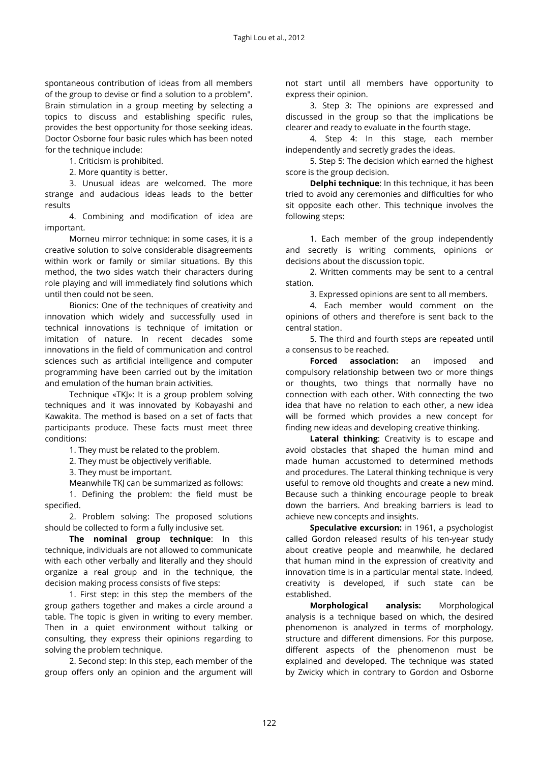spontaneous contribution of ideas from all members of the group to devise or find a solution to a problem". Brain stimulation in a group meeting by selecting a topics to discuss and establishing specific rules, provides the best opportunity for those seeking ideas. Doctor Osborne four basic rules which has been noted for the technique include:

1. Criticism is prohibited.
2. More quantity is better.
3. Unusual ideas are welcomed. The more strange and audacious ideas leads to the better results
4. Combining and modification of idea are important.

Morneu mirror technique: in some cases, it is a creative solution to solve considerable disagreements within work or family or similar situations. By this method, the two sides watch their characters during role playing and will immediately find solutions which until then could not be seen.

Bionics: One of the techniques of creativity and innovation which widely and successfully used in technical innovations is technique of imitation or imitation of nature. In recent decades some innovations in the field of communication and control sciences such as artificial intelligence and computer programming have been carried out by the imitation and emulation of the human brain activities.

Technique «TKJ»: It is a group problem solving techniques and it was innovated by Kobayashi and Kawakita. The method is based on a set of facts that participants produce. These facts must meet three conditions:

1. They must be related to the problem.
2. They must be objectively verifiable.
3. They must be important.

Meanwhile TKJ can be summarized as follows:

1. Defining the problem: the field must be specified.
2. Problem solving: The proposed solutions should be collected to form a fully inclusive set.

**The nominal group technique**: In this technique, individuals are not allowed to communicate with each other verbally and literally and they should organize a real group and in the technique, the decision making process consists of five steps:

1. First step: in this step the members of the group gathers together and makes a circle around a table. The topic is given in writing to every member. Then in a quiet environment without talking or consulting, they express their opinions regarding to solving the problem technique.
2. Second step: In this step, each member of the group offers only an opinion and the argument will not start until all members have opportunity to express their opinion.
3. Step 3: The opinions are expressed and discussed in the group so that the implications be clearer and ready to evaluate in the fourth stage.
4. Step 4: In this stage, each member independently and secretly grades the ideas.
5. Step 5: The decision which earned the highest score is the group decision.

**Delphi technique**: In this technique, it has been tried to avoid any ceremonies and difficulties for who sit opposite each other. This technique involves the following steps:

1. Each member of the group independently and secretly is writing comments, opinions or decisions about the discussion topic.
2. Written comments may be sent to a central station.
3. Expressed opinions are sent to all members.
4. Each member would comment on the opinions of others and therefore is sent back to the central station.
5. The third and fourth steps are repeated until a consensus to be reached.

**Forced association:** an imposed and compulsory relationship between two or more things or thoughts, two things that normally have no connection with each other. With connecting the two idea that have no relation to each other, a new idea will be formed which provides a new concept for finding new ideas and developing creative thinking.

**Lateral thinking**: Creativity is to escape and avoid obstacles that shaped the human mind and made human accustomed to determined methods and procedures. The Lateral thinking technique is very useful to remove old thoughts and create a new mind. Because such a thinking encourage people to break down the barriers. And breaking barriers is lead to achieve new concepts and insights.

**Speculative excursion:** in 1961, a psychologist called Gordon released results of his ten-year study about creative people and meanwhile, he declared that human mind in the expression of creativity and innovation time is in a particular mental state. Indeed, creativity is developed, if such state can be established.

**Morphological analysis:** Morphological analysis is a technique based on which, the desired phenomenon is analyzed in terms of morphology, structure and different dimensions. For this purpose, different aspects of the phenomenon must be explained and developed. The technique was stated by Zwicky which in contrary to Gordon and Osborne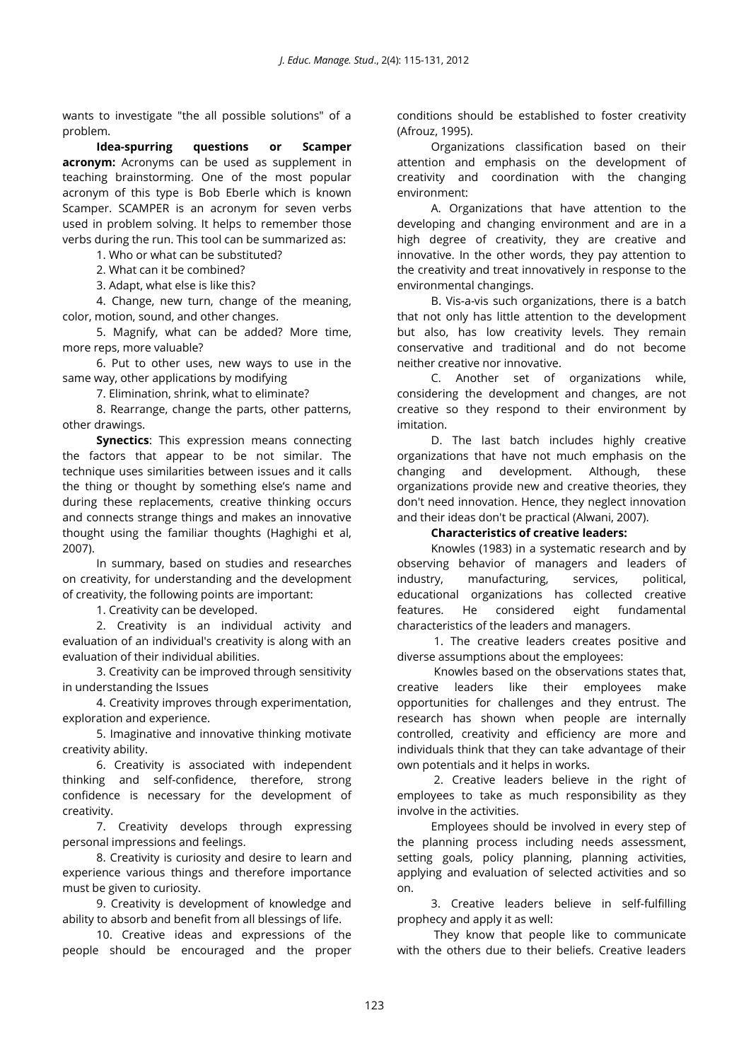wants to investigate "the all possible solutions" of a problem.

**Idea-spurring questions or Scamper acronym:** Acronyms can be used as supplement in teaching brainstorming. One of the most popular acronym of this type is Bob Eberle which is known Scamper. SCAMPER is an acronym for seven verbs used in problem solving. It helps to remember those verbs during the run. This tool can be summarized as:

1. Who or what can be substituted?
2. What can it be combined?
3. Adapt, what else is like this?
4. Change, new turn, change of the meaning, color, motion, sound, and other changes.
5. Magnify, what can be added? More time, more reps, more valuable?
6. Put to other uses, new ways to use in the same way, other applications by modifying
7. Elimination, shrink, what to eliminate?
8. Rearrange, change the parts, other patterns, other drawings.

**Synectics**: This expression means connecting the factors that appear to be not similar. The technique uses similarities between issues and it calls the thing or thought by something else's name and during these replacements, creative thinking occurs and connects strange things and makes an innovative thought using the familiar thoughts (Haghighi et al, 2007).

In summary, based on studies and researches on creativity, for understanding and the development of creativity, the following points are important:

1. Creativity can be developed.
2. Creativity is an individual activity and evaluation of an individual's creativity is along with an evaluation of their individual abilities.
3. Creativity can be improved through sensitivity in understanding the Issues
4. Creativity improves through experimentation, exploration and experience.
5. Imaginative and innovative thinking motivate creativity ability.
6. Creativity is associated with independent thinking and self-confidence, therefore, strong confidence is necessary for the development of creativity.
7. Creativity develops through expressing personal impressions and feelings.
8. Creativity is curiosity and desire to learn and experience various things and therefore importance must be given to curiosity.
9. Creativity is development of knowledge and ability to absorb and benefit from all blessings of life.
10. Creative ideas and expressions of the people should be encouraged and the proper conditions should be established to foster creativity (Afrouz, 1995).

Organizations classification based on their attention and emphasis on the development of creativity and coordination with the changing environment:

A. Organizations that have attention to the developing and changing environment and are in a high degree of creativity, they are creative and innovative. In the other words, they pay attention to the creativity and treat innovatively in response to the environmental changings.

B. Vis-a-vis such organizations, there is a batch that not only has little attention to the development but also, has low creativity levels. They remain conservative and traditional and do not become neither creative nor innovative.

C. Another set of organizations while, considering the development and changes, are not creative so they respond to their environment by imitation.

D. The last batch includes highly creative organizations that have not much emphasis on the changing and development. Although, these organizations provide new and creative theories, they don't need innovation. Hence, they neglect innovation and their ideas don't be practical (Alwani, 2007).

**Characteristics of creative leaders:**

Knowles (1983) in a systematic research and by observing behavior of managers and leaders of industry, manufacturing, services, political, educational organizations has collected creative features. He considered eight fundamental characteristics of the leaders and managers.

1. The creative leaders creates positive and diverse assumptions about the employees:

Knowles based on the observations states that, creative leaders like their employees make opportunities for challenges and they entrust. The research has shown when people are internally controlled, creativity and efficiency are more and individuals think that they can take advantage of their own potentials and it helps in works.

2. Creative leaders believe in the right of employees to take as much responsibility as they involve in the activities.

Employees should be involved in every step of the planning process including needs assessment, setting goals, policy planning, planning activities, applying and evaluation of selected activities and so on.

3. Creative leaders believe in self-fulfilling prophecy and apply it as well:

They know that people like to communicate with the others due to their beliefs. Creative leaders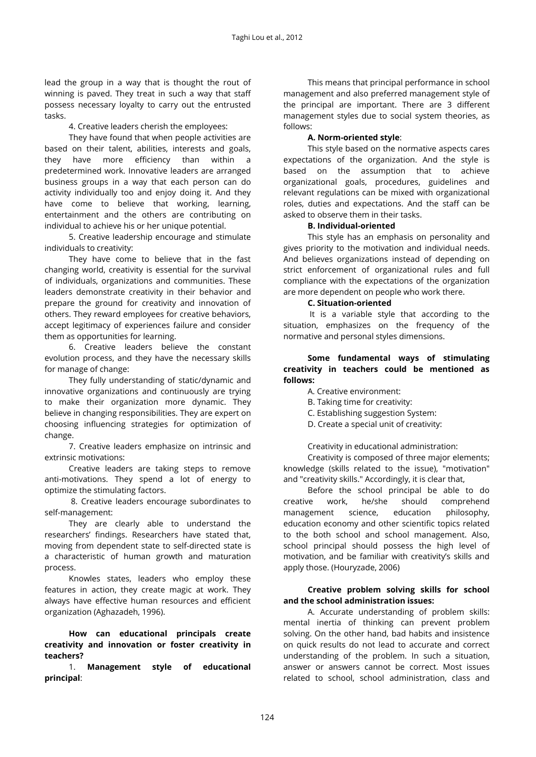lead the group in a way that is thought the rout of winning is paved. They treat in such a way that staff possess necessary loyalty to carry out the entrusted tasks.

4. Creative leaders cherish the employees:

They have found that when people activities are based on their talent, abilities, interests and goals, they have more efficiency than within a predetermined work. Innovative leaders are arranged business groups in a way that each person can do activity individually too and enjoy doing it. And they have come to believe that working, learning, entertainment and the others are contributing on individual to achieve his or her unique potential.

5. Creative leadership encourage and stimulate individuals to creativity:

They have come to believe that in the fast changing world, creativity is essential for the survival of individuals, organizations and communities. These leaders demonstrate creativity in their behavior and prepare the ground for creativity and innovation of others. They reward employees for creative behaviors, accept legitimacy of experiences failure and consider them as opportunities for learning.

6. Creative leaders believe the constant evolution process, and they have the necessary skills for manage of change:

They fully understanding of static/dynamic and innovative organizations and continuously are trying to make their organization more dynamic. They believe in changing responsibilities. They are expert on choosing influencing strategies for optimization of change.

7. Creative leaders emphasize on intrinsic and extrinsic motivations:

Creative leaders are taking steps to remove anti-motivations. They spend a lot of energy to optimize the stimulating factors.

8. Creative leaders encourage subordinates to self-management:

They are clearly able to understand the researchers' findings. Researchers have stated that, moving from dependent state to self-directed state is a characteristic of human growth and maturation process.

Knowles states, leaders who employ these features in action, they create magic at work. They always have effective human resources and efficient organization (Aghazadeh, 1996).

**How can educational principals create creativity and innovation or foster creativity in teachers?**

1. **Management style of educational principal**:

This means that principal performance in school management and also preferred management style of the principal are important. There are 3 different management styles due to social system theories, as follows:

**A. Norm-oriented style**:

This style based on the normative aspects cares expectations of the organization. And the style is based on the assumption that to achieve organizational goals, procedures, guidelines and relevant regulations can be mixed with organizational roles, duties and expectations. And the staff can be asked to observe them in their tasks.

**B. Individual-oriented**

This style has an emphasis on personality and gives priority to the motivation and individual needs. And believes organizations instead of depending on strict enforcement of organizational rules and full compliance with the expectations of the organization are more dependent on people who work there.

**C. Situation-oriented**

It is a variable style that according to the situation, emphasizes on the frequency of the normative and personal styles dimensions.

**Some fundamental ways of stimulating creativity in teachers could be mentioned as follows:**

A. Creative environment:

B. Taking time for creativity:

C. Establishing suggestion System:

D. Create a special unit of creativity:

Creativity in educational administration:

Creativity is composed of three major elements; knowledge (skills related to the issue), "motivation" and "creativity skills." Accordingly, it is clear that,

Before the school principal be able to do creative work, he/she should comprehend management science, education philosophy, education economy and other scientific topics related to the both school and school management. Also, school principal should possess the high level of motivation, and be familiar with creativity's skills and apply those. (Houryzade, 2006)

**Creative problem solving skills for school and the school administration issues:**

A. Accurate understanding of problem skills: mental inertia of thinking can prevent problem solving. On the other hand, bad habits and insistence on quick results do not lead to accurate and correct understanding of the problem. In such a situation, answer or answers cannot be correct. Most issues related to school, school administration, class and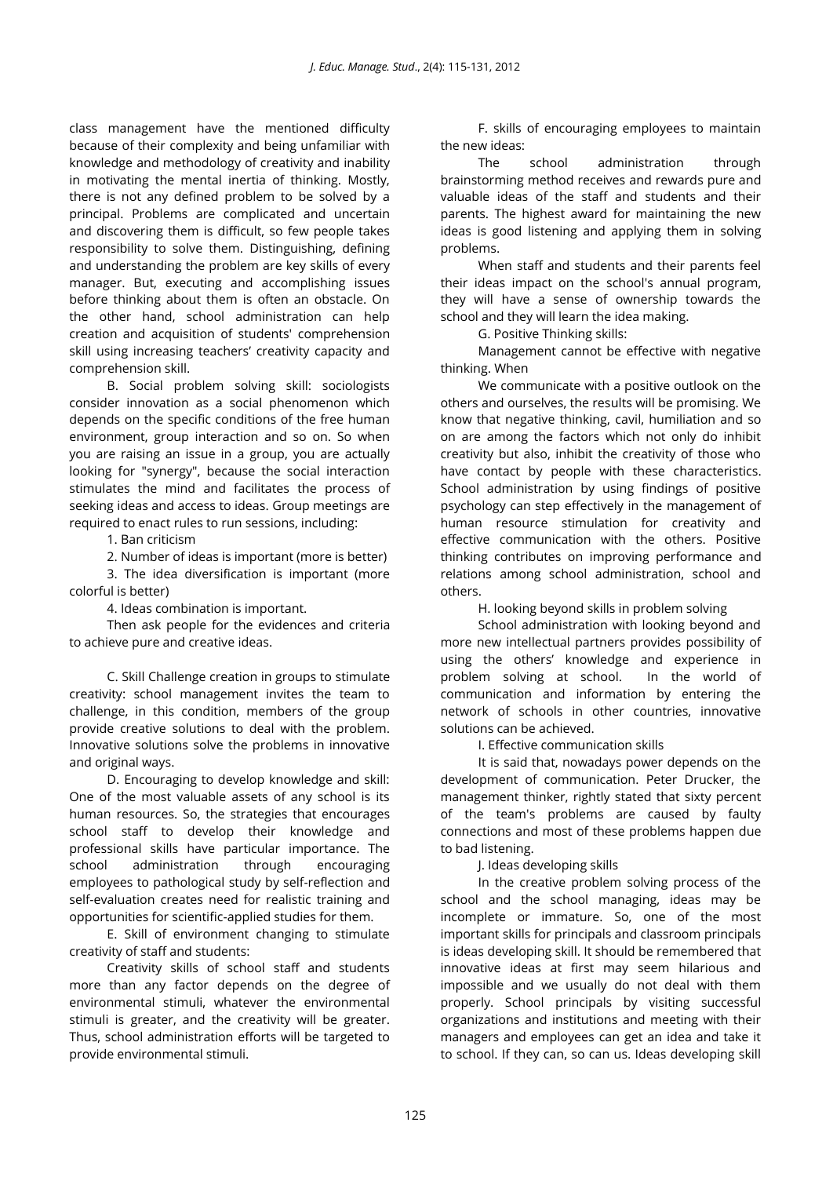class management have the mentioned difficulty because of their complexity and being unfamiliar with knowledge and methodology of creativity and inability in motivating the mental inertia of thinking. Mostly, there is not any defined problem to be solved by a principal. Problems are complicated and uncertain and discovering them is difficult, so few people takes responsibility to solve them. Distinguishing, defining and understanding the problem are key skills of every manager. But, executing and accomplishing issues before thinking about them is often an obstacle. On the other hand, school administration can help creation and acquisition of students' comprehension skill using increasing teachers' creativity capacity and comprehension skill.

B. Social problem solving skill: sociologists consider innovation as a social phenomenon which depends on the specific conditions of the free human environment, group interaction and so on. So when you are raising an issue in a group, you are actually looking for "synergy", because the social interaction stimulates the mind and facilitates the process of seeking ideas and access to ideas. Group meetings are required to enact rules to run sessions, including:

1. Ban criticism
2. Number of ideas is important (more is better)
3. The idea diversification is important (more colorful is better)
4. Ideas combination is important.

Then ask people for the evidences and criteria to achieve pure and creative ideas.

C. Skill Challenge creation in groups to stimulate creativity: school management invites the team to challenge, in this condition, members of the group provide creative solutions to deal with the problem. Innovative solutions solve the problems in innovative and original ways.

D. Encouraging to develop knowledge and skill: One of the most valuable assets of any school is its human resources. So, the strategies that encourages school staff to develop their knowledge and professional skills have particular importance. The school administration through encouraging employees to pathological study by self-reflection and self-evaluation creates need for realistic training and opportunities for scientific-applied studies for them.

E. Skill of environment changing to stimulate creativity of staff and students:

Creativity skills of school staff and students more than any factor depends on the degree of environmental stimuli, whatever the environmental stimuli is greater, and the creativity will be greater. Thus, school administration efforts will be targeted to provide environmental stimuli.

F. skills of encouraging employees to maintain the new ideas:

The school administration through brainstorming method receives and rewards pure and valuable ideas of the staff and students and their parents. The highest award for maintaining the new ideas is good listening and applying them in solving problems.

When staff and students and their parents feel their ideas impact on the school's annual program, they will have a sense of ownership towards the school and they will learn the idea making.

G. Positive Thinking skills:

Management cannot be effective with negative thinking. When

We communicate with a positive outlook on the others and ourselves, the results will be promising. We know that negative thinking, cavil, humiliation and so on are among the factors which not only do inhibit creativity but also, inhibit the creativity of those who have contact by people with these characteristics. School administration by using findings of positive psychology can step effectively in the management of human resource stimulation for creativity and effective communication with the others. Positive thinking contributes on improving performance and relations among school administration, school and others.

H. looking beyond skills in problem solving

School administration with looking beyond and more new intellectual partners provides possibility of using the others' knowledge and experience in problem solving at school. In the world of communication and information by entering the network of schools in other countries, innovative solutions can be achieved.

I. Effective communication skills

It is said that, nowadays power depends on the development of communication. Peter Drucker, the management thinker, rightly stated that sixty percent of the team's problems are caused by faulty connections and most of these problems happen due to bad listening.

J. Ideas developing skills

In the creative problem solving process of the school and the school managing, ideas may be incomplete or immature. So, one of the most important skills for principals and classroom principals is ideas developing skill. It should be remembered that innovative ideas at first may seem hilarious and impossible and we usually do not deal with them properly. School principals by visiting successful organizations and institutions and meeting with their managers and employees can get an idea and take it to school. If they can, so can us. Ideas developing skill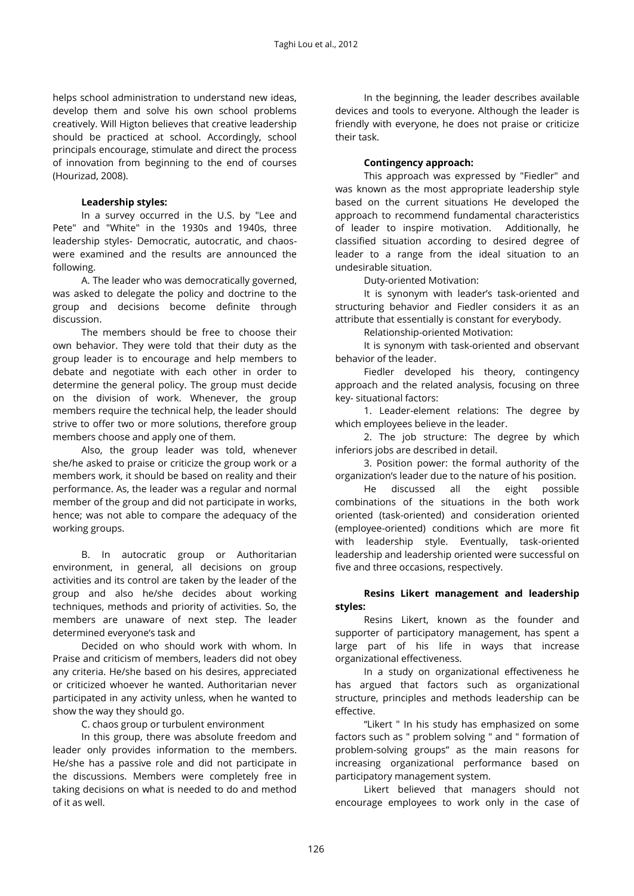helps school administration to understand new ideas, develop them and solve his own school problems creatively. Will Higton believes that creative leadership should be practiced at school. Accordingly, school principals encourage, stimulate and direct the process of innovation from beginning to the end of courses (Hourizad, 2008).

**Leadership styles:**

In a survey occurred in the U.S. by "Lee and Pete" and "White" in the 1930s and 1940s, three leadership styles- Democratic, autocratic, and chaos- were examined and the results are announced the following.

A. The leader who was democratically governed, was asked to delegate the policy and doctrine to the group and decisions become definite through discussion.

The members should be free to choose their own behavior. They were told that their duty as the group leader is to encourage and help members to debate and negotiate with each other in order to determine the general policy. The group must decide on the division of work. Whenever, the group members require the technical help, the leader should strive to offer two or more solutions, therefore group members choose and apply one of them.

Also, the group leader was told, whenever she/he asked to praise or criticize the group work or a members work, it should be based on reality and their performance. As, the leader was a regular and normal member of the group and did not participate in works, hence; was not able to compare the adequacy of the working groups.

B. In autocratic group or Authoritarian environment, in general, all decisions on group activities and its control are taken by the leader of the group and also he/she decides about working techniques, methods and priority of activities. So, the members are unaware of next step. The leader determined everyone's task and

Decided on who should work with whom. In Praise and criticism of members, leaders did not obey any criteria. He/She based on his desires, appreciated or criticized whoever he wanted. Authoritarian never participated in any activity unless, when he wanted to show the way they should go.

C. chaos group or turbulent environment

In this group, there was absolute freedom and leader only provides information to the members. He/she has a passive role and did not participate in the discussions. Members were completely free in taking decisions on what is needed to do and method of it as well.

In the beginning, the leader describes available devices and tools to everyone. Although the leader is friendly with everyone, he does not praise or criticize their task.

**Contingency approach:**

This approach was expressed by "Fiedler" and was known as the most appropriate leadership style based on the current situations He developed the approach to recommend fundamental characteristics of leader to inspire motivation. Additionally, he classified situation according to desired degree of leader to a range from the ideal situation to an undesirable situation.

Duty-oriented Motivation:

It is synonym with leader's task-oriented and structuring behavior and Fiedler considers it as an attribute that essentially is constant for everybody.

Relationship-oriented Motivation:

It is synonym with task-oriented and observant behavior of the leader.

Fiedler developed his theory, contingency approach and the related analysis, focusing on three key- situational factors:

1. Leader-element relations: The degree by which employees believe in the leader.

2. The job structure: The degree by which inferiors jobs are described in detail.

3. Position power: the formal authority of the organization's leader due to the nature of his position.

He discussed all the eight possible combinations of the situations in the both work oriented (task-oriented) and consideration oriented (employee-oriented) conditions which are more fit with leadership style. Eventually, task-oriented leadership and leadership oriented were successful on five and three occasions, respectively.

**Resins Likert management and leadership styles:**

Resins Likert, known as the founder and supporter of participatory management, has spent a large part of his life in ways that increase organizational effectiveness.

In a study on organizational effectiveness he has argued that factors such as organizational structure, principles and methods leadership can be effective.

"Likert " In his study has emphasized on some factors such as " problem solving " and " formation of problem-solving groups" as the main reasons for increasing organizational performance based on participatory management system.

Likert believed that managers should not encourage employees to work only in the case of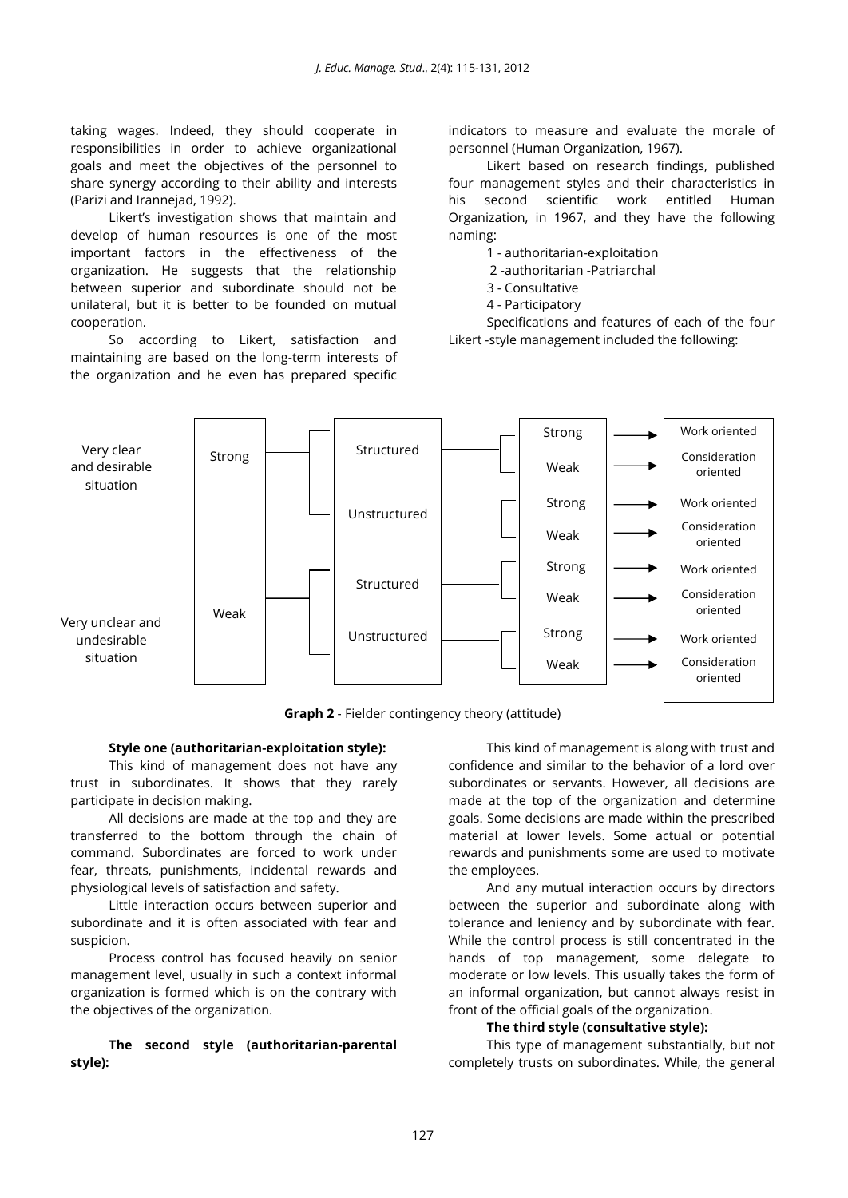taking wages. Indeed, they should cooperate in responsibilities in order to achieve organizational goals and meet the objectives of the personnel to share synergy according to their ability and interests (Parizi and Irannejad, 1992).

Likert's investigation shows that maintain and develop of human resources is one of the most important factors in the effectiveness of the organization. He suggests that the relationship between superior and subordinate should not be unilateral, but it is better to be founded on mutual cooperation.

So according to Likert, satisfaction and maintaining are based on the long-term interests of the organization and he even has prepared specific indicators to measure and evaluate the morale of personnel (Human Organization, 1967).

Likert based on research findings, published four management styles and their characteristics in his second scientific work entitled Human Organization, in 1967, and they have the following naming:

1 - authoritarian-exploitation
2 -authoritarian -Patriarchal
3 - Consultative
4 - Participatory

Specifications and features of each of the four Likert -style management included the following:

| Situation | | | | Orientation |
|---|---|---|---|---|
| Very clear and desirable situation | Strong | Structured | Strong | Work oriented |
| | | | Weak | Consideration oriented |
| | | Unstructured | Strong | Work oriented |
| | | | Weak | Consideration oriented |
| Very unclear and undesirable situation | Weak | Structured | Strong | Work oriented |
| | | | Weak | Consideration oriented |
| | | Unstructured | Strong | Work oriented |
| | | | Weak | Consideration oriented |

**Graph 2** - Fielder contingency theory (attitude)

**Style one (authoritarian-exploitation style):**

This kind of management does not have any trust in subordinates. It shows that they rarely participate in decision making.

All decisions are made at the top and they are transferred to the bottom through the chain of command. Subordinates are forced to work under fear, threats, punishments, incidental rewards and physiological levels of satisfaction and safety.

Little interaction occurs between superior and subordinate and it is often associated with fear and suspicion.

Process control has focused heavily on senior management level, usually in such a context informal organization is formed which is on the contrary with the objectives of the organization.

**The second style (authoritarian-parental style):**

This kind of management is along with trust and confidence and similar to the behavior of a lord over subordinates or servants. However, all decisions are made at the top of the organization and determine goals. Some decisions are made within the prescribed material at lower levels. Some actual or potential rewards and punishments some are used to motivate the employees.

And any mutual interaction occurs by directors between the superior and subordinate along with tolerance and leniency and by subordinate with fear. While the control process is still concentrated in the hands of top management, some delegate to moderate or low levels. This usually takes the form of an informal organization, but cannot always resist in front of the official goals of the organization.

**The third style (consultative style):**

This type of management substantially, but not completely trusts on subordinates. While, the general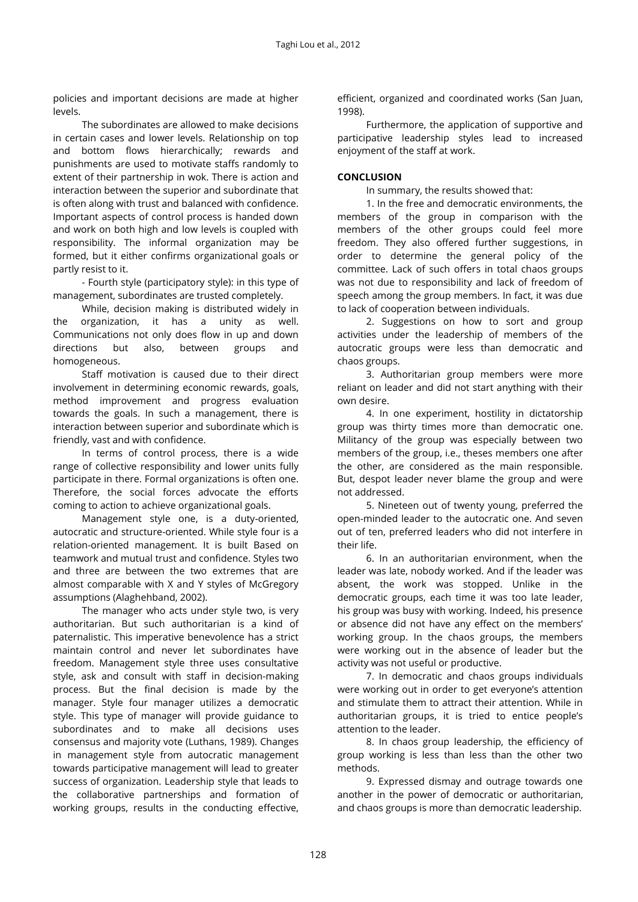policies and important decisions are made at higher levels.

The subordinates are allowed to make decisions in certain cases and lower levels. Relationship on top and bottom flows hierarchically; rewards and punishments are used to motivate staffs randomly to extent of their partnership in wok. There is action and interaction between the superior and subordinate that is often along with trust and balanced with confidence. Important aspects of control process is handed down and work on both high and low levels is coupled with responsibility. The informal organization may be formed, but it either confirms organizational goals or partly resist to it.

- Fourth style (participatory style): in this type of management, subordinates are trusted completely.

While, decision making is distributed widely in the organization, it has a unity as well. Communications not only does flow in up and down directions but also, between groups and homogeneous.

Staff motivation is caused due to their direct involvement in determining economic rewards, goals, method improvement and progress evaluation towards the goals. In such a management, there is interaction between superior and subordinate which is friendly, vast and with confidence.

In terms of control process, there is a wide range of collective responsibility and lower units fully participate in there. Formal organizations is often one. Therefore, the social forces advocate the efforts coming to action to achieve organizational goals.

Management style one, is a duty-oriented, autocratic and structure-oriented. While style four is a relation-oriented management. It is built Based on teamwork and mutual trust and confidence. Styles two and three are between the two extremes that are almost comparable with X and Y styles of McGregory assumptions (Alaghehband, 2002).

The manager who acts under style two, is very authoritarian. But such authoritarian is a kind of paternalistic. This imperative benevolence has a strict maintain control and never let subordinates have freedom. Management style three uses consultative style, ask and consult with staff in decision-making process. But the final decision is made by the manager. Style four manager utilizes a democratic style. This type of manager will provide guidance to subordinates and to make all decisions uses consensus and majority vote (Luthans, 1989). Changes in management style from autocratic management towards participative management will lead to greater success of organization. Leadership style that leads to the collaborative partnerships and formation of working groups, results in the conducting effective, efficient, organized and coordinated works (San Juan, 1998).

Furthermore, the application of supportive and participative leadership styles lead to increased enjoyment of the staff at work.

## CONCLUSION

In summary, the results showed that:

1. In the free and democratic environments, the members of the group in comparison with the members of the other groups could feel more freedom. They also offered further suggestions, in order to determine the general policy of the committee. Lack of such offers in total chaos groups was not due to responsibility and lack of freedom of speech among the group members. In fact, it was due to lack of cooperation between individuals.

2. Suggestions on how to sort and group activities under the leadership of members of the autocratic groups were less than democratic and chaos groups.

3. Authoritarian group members were more reliant on leader and did not start anything with their own desire.

4. In one experiment, hostility in dictatorship group was thirty times more than democratic one. Militancy of the group was especially between two members of the group, i.e., theses members one after the other, are considered as the main responsible. But, despot leader never blame the group and were not addressed.

5. Nineteen out of twenty young, preferred the open-minded leader to the autocratic one. And seven out of ten, preferred leaders who did not interfere in their life.

6. In an authoritarian environment, when the leader was late, nobody worked. And if the leader was absent, the work was stopped. Unlike in the democratic groups, each time it was too late leader, his group was busy with working. Indeed, his presence or absence did not have any effect on the members' working group. In the chaos groups, the members were working out in the absence of leader but the activity was not useful or productive.

7. In democratic and chaos groups individuals were working out in order to get everyone's attention and stimulate them to attract their attention. While in authoritarian groups, it is tried to entice people's attention to the leader.

8. In chaos group leadership, the efficiency of group working is less than less than the other two methods.

9. Expressed dismay and outrage towards one another in the power of democratic or authoritarian, and chaos groups is more than democratic leadership.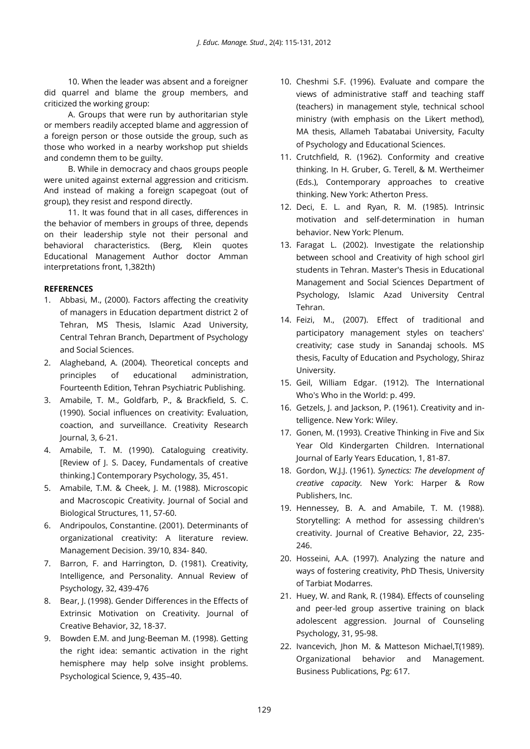10. When the leader was absent and a foreigner did quarrel and blame the group members, and criticized the working group:

A. Groups that were run by authoritarian style or members readily accepted blame and aggression of a foreign person or those outside the group, such as those who worked in a nearby workshop put shields and condemn them to be guilty.

B. While in democracy and chaos groups people were united against external aggression and criticism. And instead of making a foreign scapegoat (out of group), they resist and respond directly.

11. It was found that in all cases, differences in the behavior of members in groups of three, depends on their leadership style not their personal and behavioral characteristics. (Berg, Klein quotes Educational Management Author doctor Amman interpretations front, 1,382th)

**REFERENCES**

1. Abbasi, M., (2000). Factors affecting the creativity of managers in Education department district 2 of Tehran, MS Thesis, Islamic Azad University, Central Tehran Branch, Department of Psychology and Social Sciences.
2. Alagheband, A. (2004). Theoretical concepts and principles of educational administration, Fourteenth Edition, Tehran Psychiatric Publishing.
3. Amabile, T. M., Goldfarb, P., & Brackfield, S. C. (1990). Social influences on creativity: Evaluation, coaction, and surveillance. Creativity Research Journal, 3, 6-21.
4. Amabile, T. M. (1990). Cataloguing creativity. [Review of J. S. Dacey, Fundamentals of creative thinking.] Contemporary Psychology, 35, 451.
5. Amabile, T.M. & Cheek, J. M. (1988). Microscopic and Macroscopic Creativity. Journal of Social and Biological Structures, 11, 57-60.
6. Andripoulos, Constantine. (2001). Determinants of organizational creativity: A literature review. Management Decision. 39/10, 834- 840.
7. Barron, F. and Harrington, D. (1981). Creativity, Intelligence, and Personality. Annual Review of Psychology, 32, 439-476
8. Bear, J. (1998). Gender Differences in the Effects of Extrinsic Motivation on Creativity. Journal of Creative Behavior, 32, 18-37.
9. Bowden E.M. and Jung-Beeman M. (1998). Getting the right idea: semantic activation in the right hemisphere may help solve insight problems. Psychological Science, 9, 435–40.
10. Cheshmi S.F. (1996). Evaluate and compare the views of administrative staff and teaching staff (teachers) in management style, technical school ministry (with emphasis on the Likert method), MA thesis, Allameh Tabatabai University, Faculty of Psychology and Educational Sciences.
11. Crutchfield, R. (1962). Conformity and creative thinking. In H. Gruber, G. Terell, & M. Wertheimer (Eds.), Contemporary approaches to creative thinking. New York: Atherton Press.
12. Deci, E. L. and Ryan, R. M. (1985). Intrinsic motivation and self-determination in human behavior. New York: Plenum.
13. Faragat L. (2002). Investigate the relationship between school and Creativity of high school girl students in Tehran. Master's Thesis in Educational Management and Social Sciences Department of Psychology, Islamic Azad University Central Tehran.
14. Feizi, M., (2007). Effect of traditional and participatory management styles on teachers' creativity; case study in Sanandaj schools. MS thesis, Faculty of Education and Psychology, Shiraz University.
15. Geil, William Edgar. (1912). The International Who's Who in the World: p. 499.
16. Getzels, J. and Jackson, P. (1961). Creativity and in-telligence. New York: Wiley.
17. Gonen, M. (1993). Creative Thinking in Five and Six Year Old Kindergarten Children. International Journal of Early Years Education, 1, 81-87.
18. Gordon, W.J.J. (1961). *Synectics: The development of creative capacity.* New York: Harper & Row Publishers, Inc.
19. Hennessey, B. A. and Amabile, T. M. (1988). Storytelling: A method for assessing children's creativity. Journal of Creative Behavior, 22, 235-246.
20. Hosseini, A.A. (1997). Analyzing the nature and ways of fostering creativity, PhD Thesis, University of Tarbiat Modarres.
21. Huey, W. and Rank, R. (1984). Effects of counseling and peer-led group assertive training on black adolescent aggression. Journal of Counseling Psychology, 31, 95-98.
22. Ivancevich, Jhon M. & Matteson Michael,T(1989). Organizational behavior and Management. Business Publications, Pg: 617.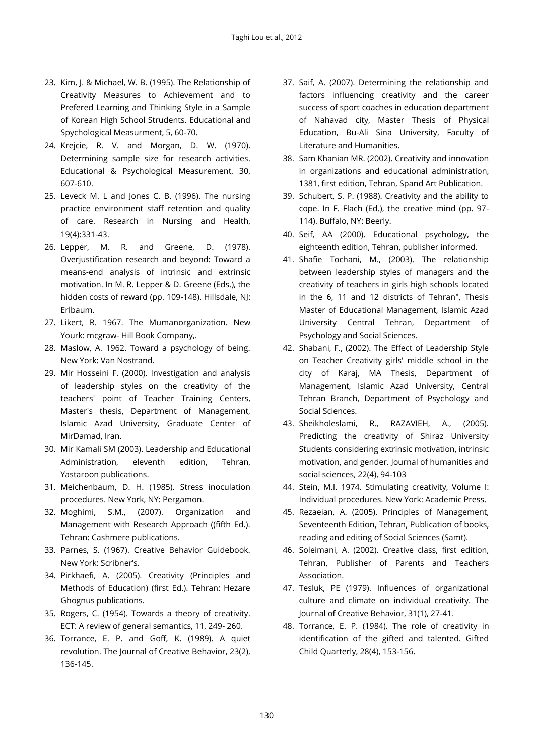23. Kim, J. & Michael, W. B. (1995). The Relationship of Creativity Measures to Achievement and to Prefered Learning and Thinking Style in a Sample of Korean High School Strudents. Educational and Spychological Measurment, 5, 60-70.
24. Krejcie, R. V. and Morgan, D. W. (1970). Determining sample size for research activities. Educational & Psychological Measurement, 30, 607-610.
25. Leveck M. L and Jones C. B. (1996). The nursing practice environment staff retention and quality of care. Research in Nursing and Health, 19(4):331-43.
26. Lepper, M. R. and Greene, D. (1978). Overjustification research and beyond: Toward a means-end analysis of intrinsic and extrinsic motivation. In M. R. Lepper & D. Greene (Eds.), the hidden costs of reward (pp. 109-148). Hillsdale, NJ: Erlbaum.
27. Likert, R. 1967. The Mumanorganization. New Yourk: mcgraw- Hill Book Company,.
28. Maslow, A. 1962. Toward a psychology of being. New York: Van Nostrand.
29. Mir Hosseini F. (2000). Investigation and analysis of leadership styles on the creativity of the teachers' point of Teacher Training Centers, Master's thesis, Department of Management, Islamic Azad University, Graduate Center of MirDamad, Iran.
30. Mir Kamali SM (2003). Leadership and Educational Administration, eleventh edition, Tehran, Yastaroon publications.
31. Meichenbaum, D. H. (1985). Stress inoculation procedures. New York, NY: Pergamon.
32. Moghimi, S.M., (2007). Organization and Management with Research Approach ((fifth Ed.). Tehran: Cashmere publications.
33. Parnes, S. (1967). Creative Behavior Guidebook. New York: Scribner's.
34. Pirkhaefi, A. (2005). Creativity (Principles and Methods of Education) (first Ed.). Tehran: Hezare Ghognus publications.
35. Rogers, C. (1954). Towards a theory of creativity. ECT: A review of general semantics, 11, 249- 260.
36. Torrance, E. P. and Goff, K. (1989). A quiet revolution. The Journal of Creative Behavior, 23(2), 136-145.
37. Saif, A. (2007). Determining the relationship and factors influencing creativity and the career success of sport coaches in education department of Nahavad city, Master Thesis of Physical Education, Bu-Ali Sina University, Faculty of Literature and Humanities.
38. Sam Khanian MR. (2002). Creativity and innovation in organizations and educational administration, 1381, first edition, Tehran, Spand Art Publication.
39. Schubert, S. P. (1988). Creativity and the ability to cope. In F. Flach (Ed.), the creative mind (pp. 97-114). Buffalo, NY: Beerly.
40. Seif, AA (2000). Educational psychology, the eighteenth edition, Tehran, publisher informed.
41. Shafie Tochani, M., (2003). The relationship between leadership styles of managers and the creativity of teachers in girls high schools located in the 6, 11 and 12 districts of Tehran", Thesis Master of Educational Management, Islamic Azad University Central Tehran, Department of Psychology and Social Sciences.
42. Shabani, F., (2002). The Effect of Leadership Style on Teacher Creativity girls' middle school in the city of Karaj, MA Thesis, Department of Management, Islamic Azad University, Central Tehran Branch, Department of Psychology and Social Sciences.
43. Sheikholeslami, R., RAZAVIEH, A., (2005). Predicting the creativity of Shiraz University Students considering extrinsic motivation, intrinsic motivation, and gender. Journal of humanities and social sciences, 22(4), 94-103
44. Stein, M.I. 1974. Stimulating creativity, Volume I: Individual procedures. New York: Academic Press.
45. Rezaeian, A. (2005). Principles of Management, Seventeenth Edition, Tehran, Publication of books, reading and editing of Social Sciences (Samt).
46. Soleimani, A. (2002). Creative class, first edition, Tehran, Publisher of Parents and Teachers Association.
47. Tesluk, PE (1979). Influences of organizational culture and climate on individual creativity. The Journal of Creative Behavior, 31(1), 27-41.
48. Torrance, E. P. (1984). The role of creativity in identification of the gifted and talented. Gifted Child Quarterly, 28(4), 153-156.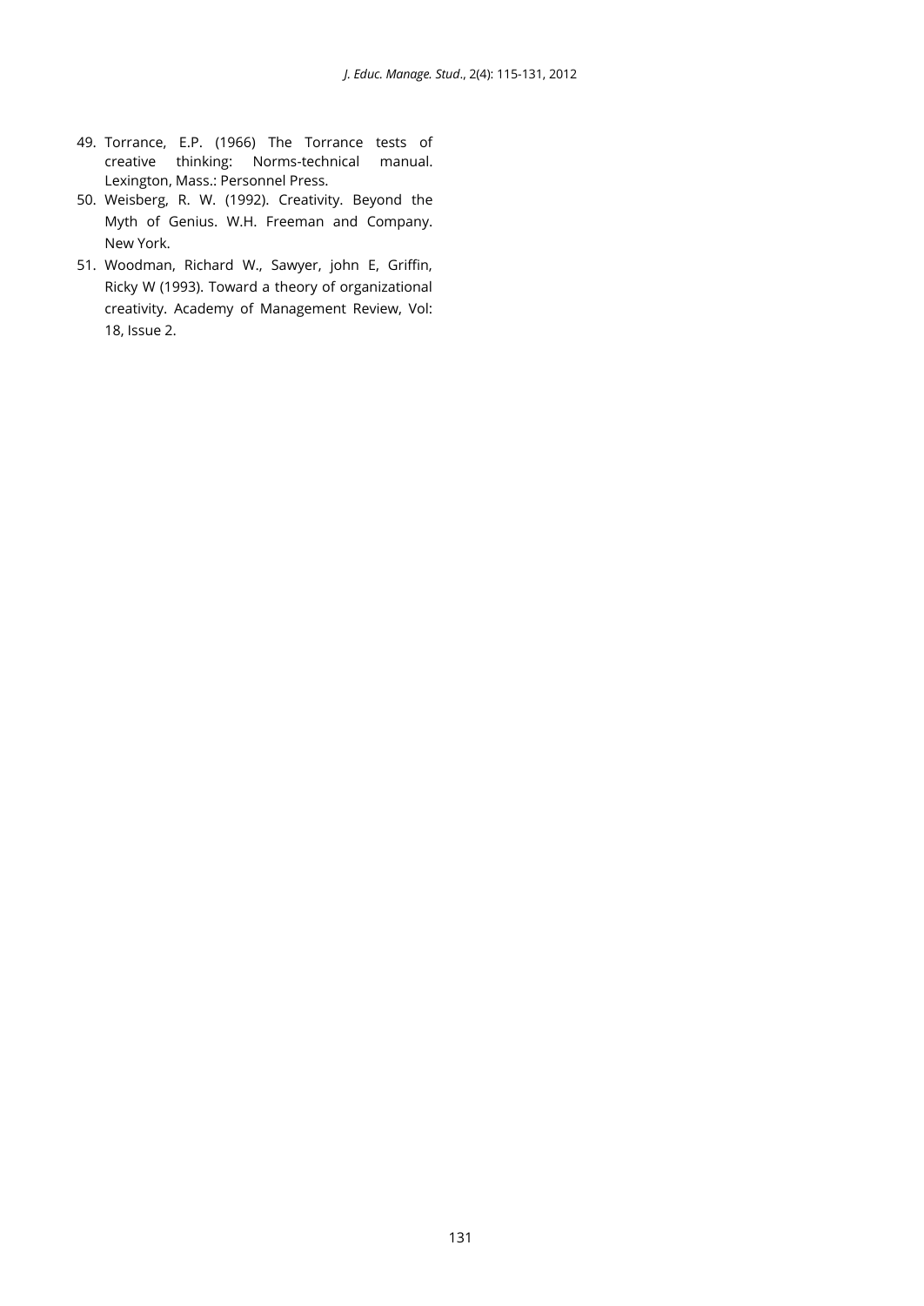49. Torrance, E.P. (1966) The Torrance tests of creative thinking: Norms-technical manual. Lexington, Mass.: Personnel Press.
50. Weisberg, R. W. (1992). Creativity. Beyond the Myth of Genius. W.H. Freeman and Company. New York.
51. Woodman, Richard W., Sawyer, john E, Griffin, Ricky W (1993). Toward a theory of organizational creativity. Academy of Management Review, Vol: 18, Issue 2.